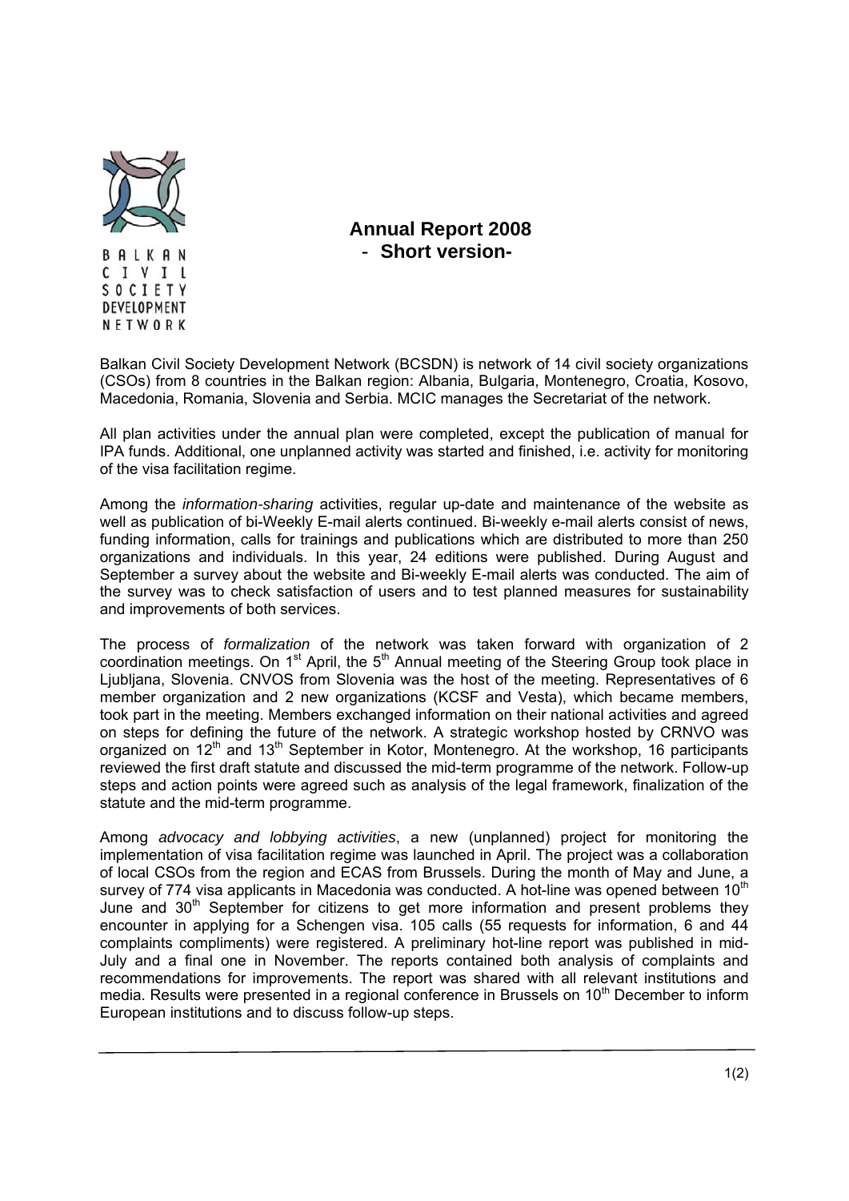BALKAN CIVIL SOCIETY DEVELOPMENT NETWORK

# Annual Report 2008
## - Short version-

Balkan Civil Society Development Network (BCSDN) is network of 14 civil society organizations (CSOs) from 8 countries in the Balkan region: Albania, Bulgaria, Montenegro, Croatia, Kosovo, Macedonia, Romania, Slovenia and Serbia. MCIC manages the Secretariat of the network.

All plan activities under the annual plan were completed, except the publication of manual for IPA funds. Additional, one unplanned activity was started and finished, i.e. activity for monitoring of the visa facilitation regime.

Among the *information-sharing* activities, regular up-date and maintenance of the website as well as publication of bi-Weekly E-mail alerts continued. Bi-weekly e-mail alerts consist of news, funding information, calls for trainings and publications which are distributed to more than 250 organizations and individuals. In this year, 24 editions were published. During August and September a survey about the website and Bi-weekly E-mail alerts was conducted. The aim of the survey was to check satisfaction of users and to test planned measures for sustainability and improvements of both services.

The process of *formalization* of the network was taken forward with organization of 2 coordination meetings. On 1st April, the 5th Annual meeting of the Steering Group took place in Ljubljana, Slovenia. CNVOS from Slovenia was the host of the meeting. Representatives of 6 member organization and 2 new organizations (KCSF and Vesta), which became members, took part in the meeting. Members exchanged information on their national activities and agreed on steps for defining the future of the network. A strategic workshop hosted by CRNVO was organized on 12th and 13th September in Kotor, Montenegro. At the workshop, 16 participants reviewed the first draft statute and discussed the mid-term programme of the network. Follow-up steps and action points were agreed such as analysis of the legal framework, finalization of the statute and the mid-term programme.

Among *advocacy and lobbying activities*, a new (unplanned) project for monitoring the implementation of visa facilitation regime was launched in April. The project was a collaboration of local CSOs from the region and ECAS from Brussels. During the month of May and June, a survey of 774 visa applicants in Macedonia was conducted. A hot-line was opened between 10th June and 30th September for citizens to get more information and present problems they encounter in applying for a Schengen visa. 105 calls (55 requests for information, 6 and 44 complaints compliments) were registered. A preliminary hot-line report was published in mid-July and a final one in November. The reports contained both analysis of complaints and recommendations for improvements. The report was shared with all relevant institutions and media. Results were presented in a regional conference in Brussels on 10th December to inform European institutions and to discuss follow-up steps.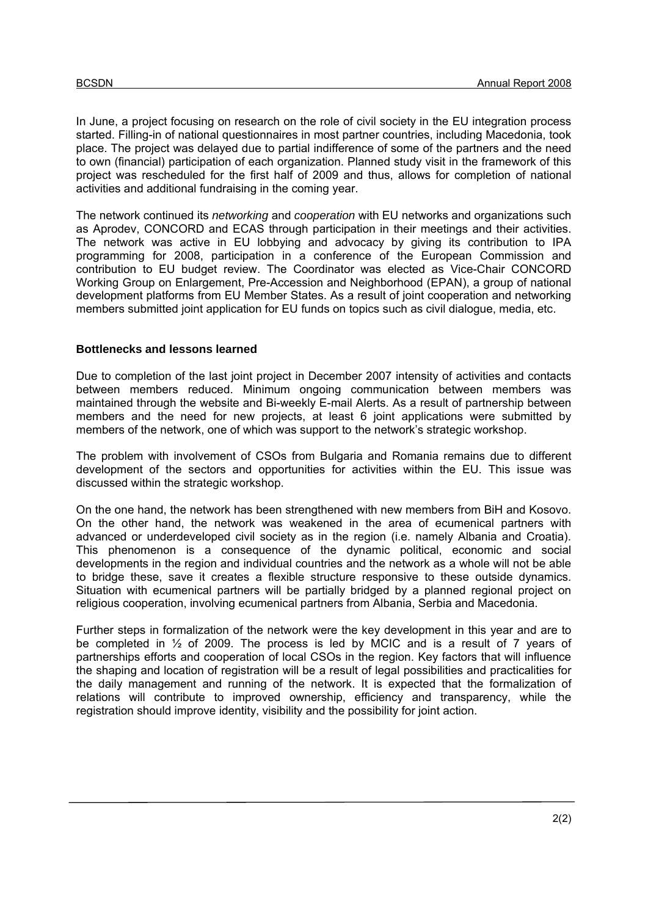In June, a project focusing on research on the role of civil society in the EU integration process started. Filling-in of national questionnaires in most partner countries, including Macedonia, took place. The project was delayed due to partial indifference of some of the partners and the need to own (financial) participation of each organization. Planned study visit in the framework of this project was rescheduled for the first half of 2009 and thus, allows for completion of national activities and additional fundraising in the coming year.

The network continued its *networking* and *cooperation* with EU networks and organizations such as Aprodev, CONCORD and ECAS through participation in their meetings and their activities. The network was active in EU lobbying and advocacy by giving its contribution to IPA programming for 2008, participation in a conference of the European Commission and contribution to EU budget review. The Coordinator was elected as Vice-Chair CONCORD Working Group on Enlargement, Pre-Accession and Neighborhood (EPAN), a group of national development platforms from EU Member States. As a result of joint cooperation and networking members submitted joint application for EU funds on topics such as civil dialogue, media, etc.

**Bottlenecks and lessons learned**

Due to completion of the last joint project in December 2007 intensity of activities and contacts between members reduced. Minimum ongoing communication between members was maintained through the website and Bi-weekly E-mail Alerts. As a result of partnership between members and the need for new projects, at least 6 joint applications were submitted by members of the network, one of which was support to the network's strategic workshop.

The problem with involvement of CSOs from Bulgaria and Romania remains due to different development of the sectors and opportunities for activities within the EU. This issue was discussed within the strategic workshop.

On the one hand, the network has been strengthened with new members from BiH and Kosovo. On the other hand, the network was weakened in the area of ecumenical partners with advanced or underdeveloped civil society as in the region (i.e. namely Albania and Croatia). This phenomenon is a consequence of the dynamic political, economic and social developments in the region and individual countries and the network as a whole will not be able to bridge these, save it creates a flexible structure responsive to these outside dynamics. Situation with ecumenical partners will be partially bridged by a planned regional project on religious cooperation, involving ecumenical partners from Albania, Serbia and Macedonia.

Further steps in formalization of the network were the key development in this year and are to be completed in ½ of 2009. The process is led by MCIC and is a result of 7 years of partnerships efforts and cooperation of local CSOs in the region. Key factors that will influence the shaping and location of registration will be a result of legal possibilities and practicalities for the daily management and running of the network. It is expected that the formalization of relations will contribute to improved ownership, efficiency and transparency, while the registration should improve identity, visibility and the possibility for joint action.